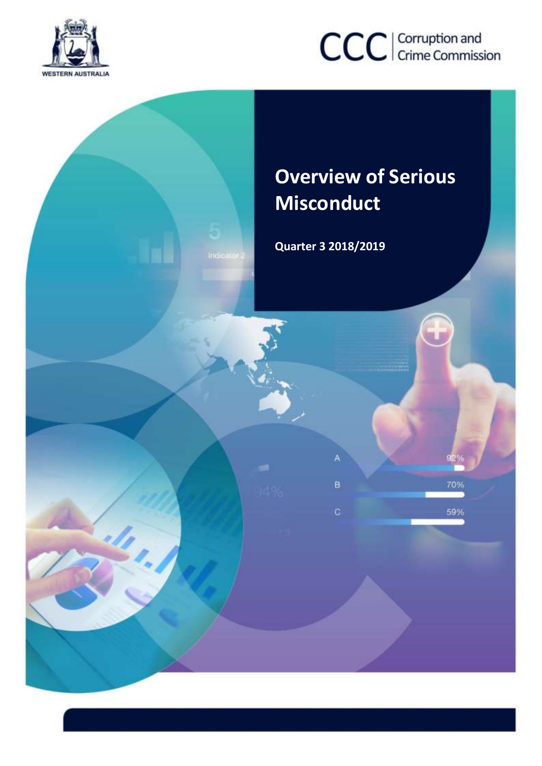WESTERN AUSTRALIA

CCC | Corruption and Crime Commission

# Overview of Serious Misconduct

**Quarter 3 2018/2019**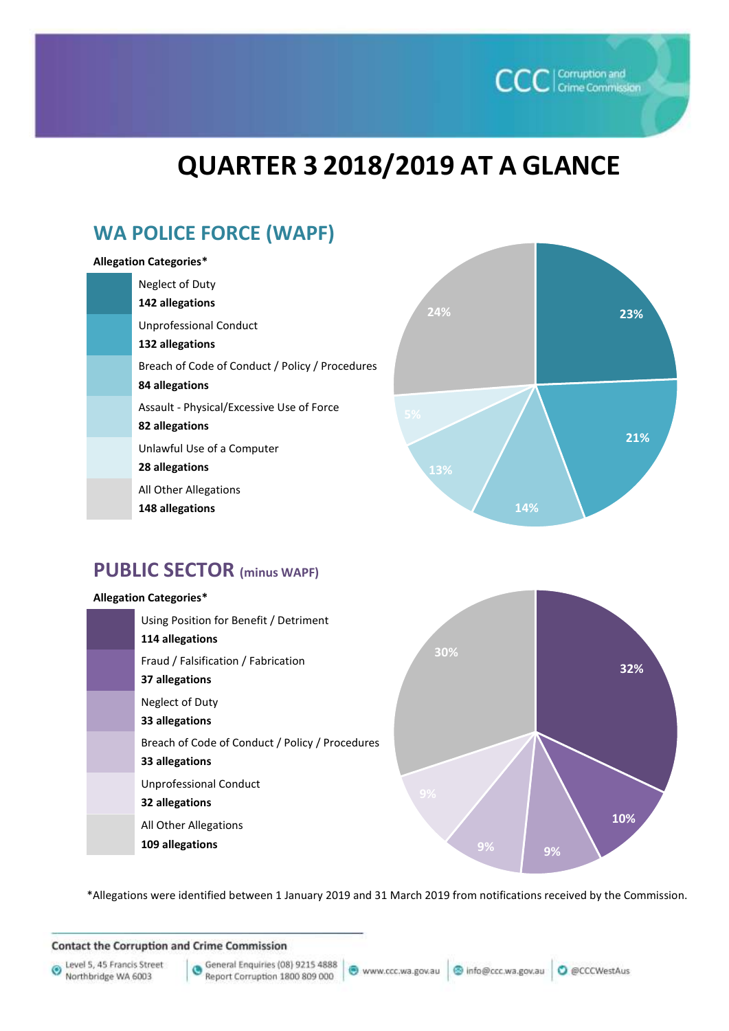# QUARTER 3 2018/2019 AT A GLANCE

## WA POLICE FORCE (WAPF)

**Allegation Categories***

| Category | Allegations | Percentage |
|---|---|---|
| Neglect of Duty | **142 allegations** | 23% |
| Unprofessional Conduct | **132 allegations** | 21% |
| Breach of Code of Conduct / Policy / Procedures | **84 allegations** | 14% |
| Assault - Physical/Excessive Use of Force | **82 allegations** | 13% |
| Unlawful Use of a Computer | **28 allegations** | 5% |
| All Other Allegations | **148 allegations** | 24% |

## PUBLIC SECTOR (minus WAPF)

**Allegation Categories***

| Category | Allegations | Percentage |
|---|---|---|
| Using Position for Benefit / Detriment | **114 allegations** | 32% |
| Fraud / Falsification / Fabrication | **37 allegations** | 10% |
| Neglect of Duty | **33 allegations** | 9% |
| Breach of Code of Conduct / Policy / Procedures | **33 allegations** | 9% |
| Unprofessional Conduct | **32 allegations** | 9% |
| All Other Allegations | **109 allegations** | 30% |

*Allegations were identified between 1 January 2019 and 31 March 2019 from notifications received by the Commission.

**Contact the Corruption and Crime Commission**

Level 5, 45 Francis Street Northbridge WA 6003 | General Enquiries (08) 9215 4888 Report Corruption 1800 809 000 | www.ccc.wa.gov.au | info@ccc.wa.gov.au | @CCCWestAus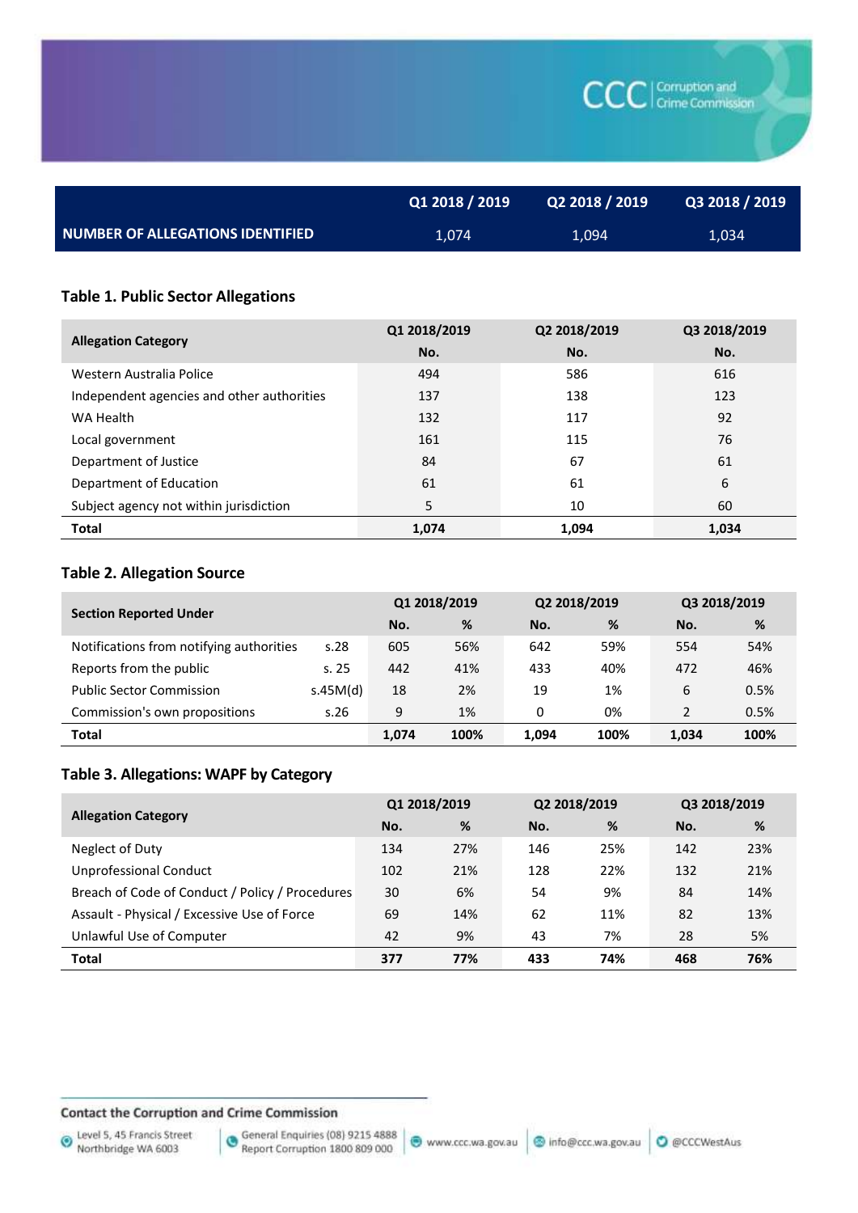| | Q1 2018 / 2019 | Q2 2018 / 2019 | Q3 2018 / 2019 |
|---|---|---|---|
| NUMBER OF ALLEGATIONS IDENTIFIED | 1,074 | 1,094 | 1,034 |

### Table 1. Public Sector Allegations

| Allegation Category | Q1 2018/2019 | Q2 2018/2019 | Q3 2018/2019 |
|---|---|---|---|
| | No. | No. | No. |
| Western Australia Police | 494 | 586 | 616 |
| Independent agencies and other authorities | 137 | 138 | 123 |
| WA Health | 132 | 117 | 92 |
| Local government | 161 | 115 | 76 |
| Department of Justice | 84 | 67 | 61 |
| Department of Education | 61 | 61 | 6 |
| Subject agency not within jurisdiction | 5 | 10 | 60 |
| **Total** | **1,074** | **1,094** | **1,034** |

### Table 2. Allegation Source

| Section Reported Under | | Q1 2018/2019 | | Q2 2018/2019 | | Q3 2018/2019 | |
|---|---|---|---|---|---|---|---|
| | | No. | % | No. | % | No. | % |
| Notifications from notifying authorities | s.28 | 605 | 56% | 642 | 59% | 554 | 54% |
| Reports from the public | s. 25 | 442 | 41% | 433 | 40% | 472 | 46% |
| Public Sector Commission | s.45M(d) | 18 | 2% | 19 | 1% | 6 | 0.5% |
| Commission's own propositions | s.26 | 9 | 1% | 0 | 0% | 2 | 0.5% |
| **Total** | | **1,074** | **100%** | **1,094** | **100%** | **1,034** | **100%** |

### Table 3. Allegations: WAPF by Category

| Allegation Category | Q1 2018/2019 | | Q2 2018/2019 | | Q3 2018/2019 | |
|---|---|---|---|---|---|---|
| | No. | % | No. | % | No. | % |
| Neglect of Duty | 134 | 27% | 146 | 25% | 142 | 23% |
| Unprofessional Conduct | 102 | 21% | 128 | 22% | 132 | 21% |
| Breach of Code of Conduct / Policy / Procedures | 30 | 6% | 54 | 9% | 84 | 14% |
| Assault - Physical / Excessive Use of Force | 69 | 14% | 62 | 11% | 82 | 13% |
| Unlawful Use of Computer | 42 | 9% | 43 | 7% | 28 | 5% |
| **Total** | **377** | **77%** | **433** | **74%** | **468** | **76%** |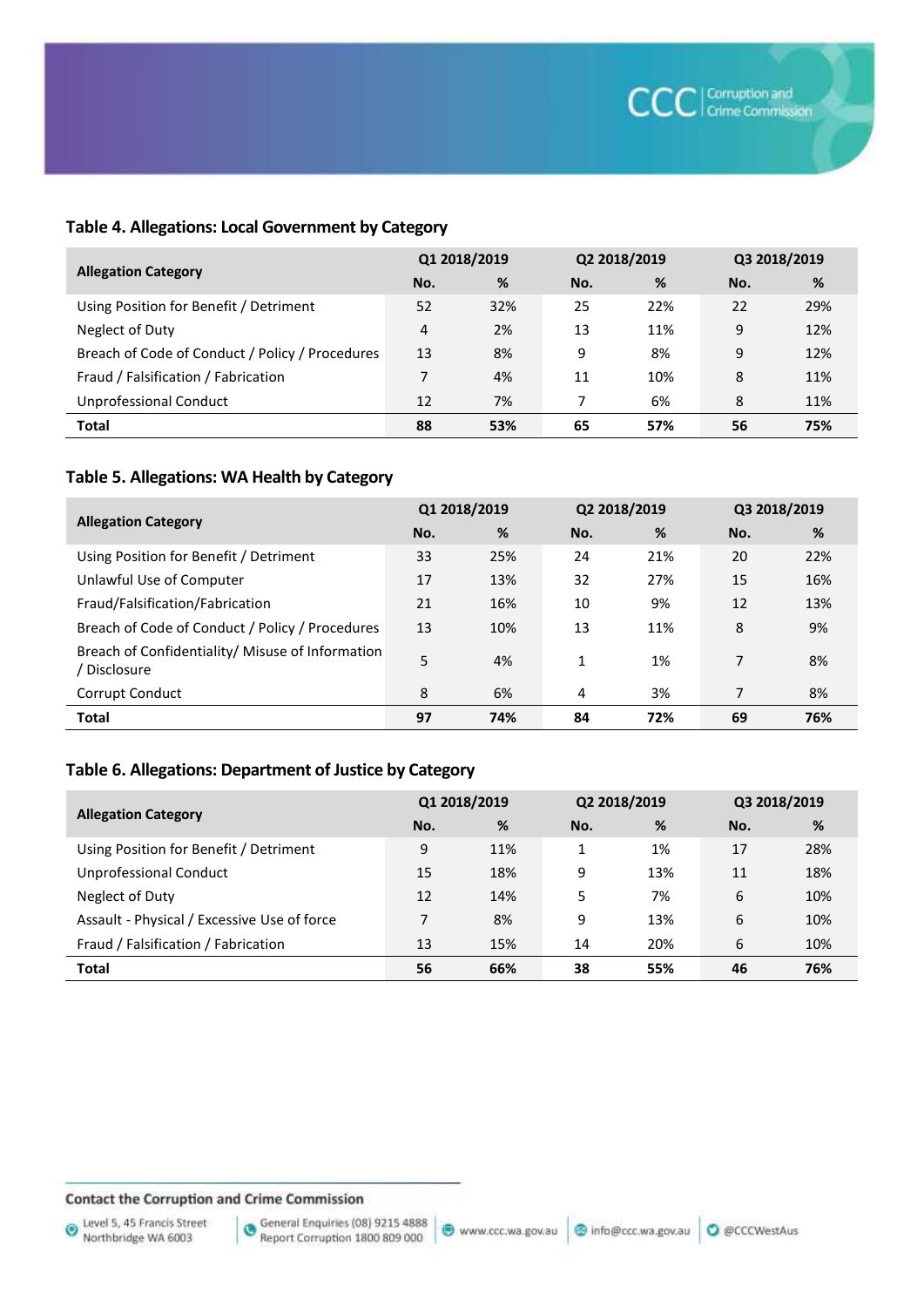### Table 4. Allegations: Local Government by Category

| Allegation Category | Q1 2018/2019 | | Q2 2018/2019 | | Q3 2018/2019 | |
|---|---|---|---|---|---|---|
| | No. | % | No. | % | No. | % |
| Using Position for Benefit / Detriment | 52 | 32% | 25 | 22% | 22 | 29% |
| Neglect of Duty | 4 | 2% | 13 | 11% | 9 | 12% |
| Breach of Code of Conduct / Policy / Procedures | 13 | 8% | 9 | 8% | 9 | 12% |
| Fraud / Falsification / Fabrication | 7 | 4% | 11 | 10% | 8 | 11% |
| Unprofessional Conduct | 12 | 7% | 7 | 6% | 8 | 11% |
| **Total** | **88** | **53%** | **65** | **57%** | **56** | **75%** |

### Table 5. Allegations: WA Health by Category

| Allegation Category | Q1 2018/2019 | | Q2 2018/2019 | | Q3 2018/2019 | |
|---|---|---|---|---|---|---|
| | No. | % | No. | % | No. | % |
| Using Position for Benefit / Detriment | 33 | 25% | 24 | 21% | 20 | 22% |
| Unlawful Use of Computer | 17 | 13% | 32 | 27% | 15 | 16% |
| Fraud/Falsification/Fabrication | 21 | 16% | 10 | 9% | 12 | 13% |
| Breach of Code of Conduct / Policy / Procedures | 13 | 10% | 13 | 11% | 8 | 9% |
| Breach of Confidentiality/ Misuse of Information / Disclosure | 5 | 4% | 1 | 1% | 7 | 8% |
| Corrupt Conduct | 8 | 6% | 4 | 3% | 7 | 8% |
| **Total** | **97** | **74%** | **84** | **72%** | **69** | **76%** |

### Table 6. Allegations: Department of Justice by Category

| Allegation Category | Q1 2018/2019 | | Q2 2018/2019 | | Q3 2018/2019 | |
|---|---|---|---|---|---|---|
| | No. | % | No. | % | No. | % |
| Using Position for Benefit / Detriment | 9 | 11% | 1 | 1% | 17 | 28% |
| Unprofessional Conduct | 15 | 18% | 9 | 13% | 11 | 18% |
| Neglect of Duty | 12 | 14% | 5 | 7% | 6 | 10% |
| Assault - Physical / Excessive Use of force | 7 | 8% | 9 | 13% | 6 | 10% |
| Fraud / Falsification / Fabrication | 13 | 15% | 14 | 20% | 6 | 10% |
| **Total** | **56** | **66%** | **38** | **55%** | **46** | **76%** |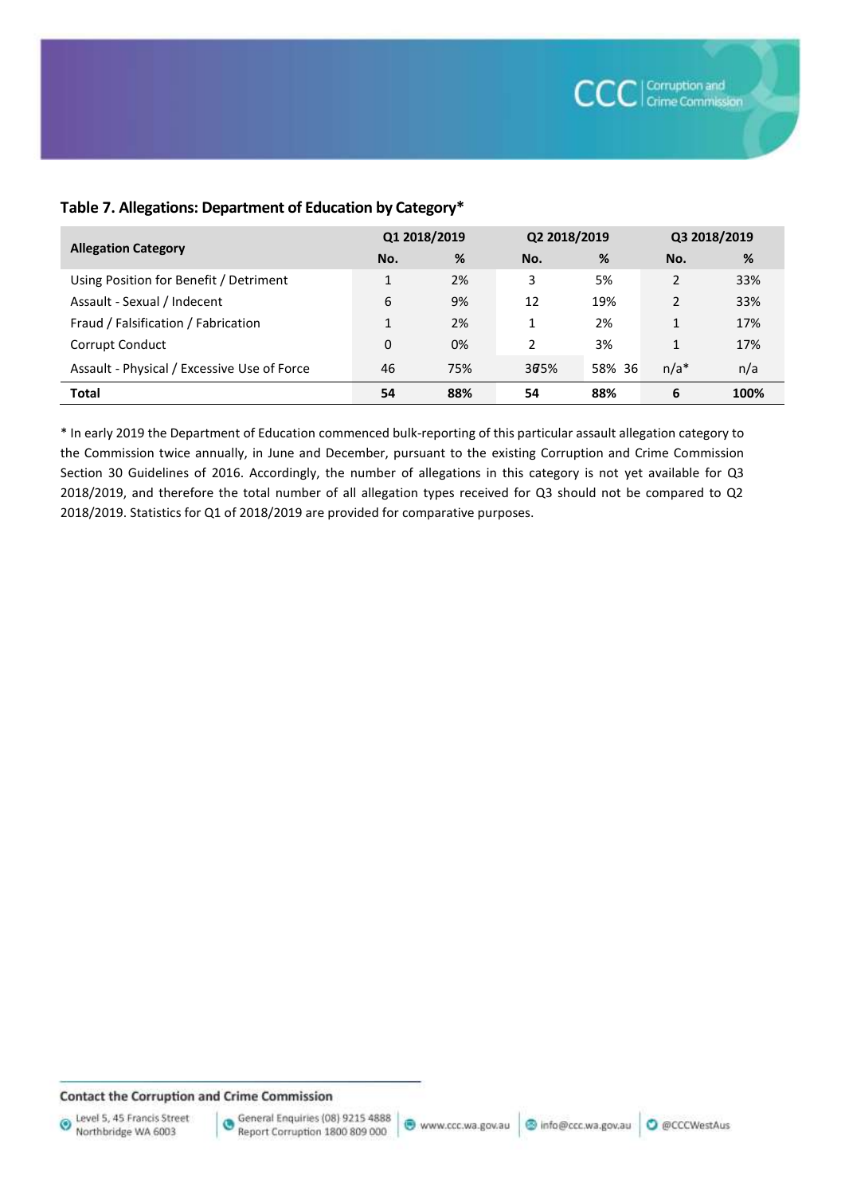## Table 7. Allegations: Department of Education by Category*

| Allegation Category | Q1 2018/2019 | | Q2 2018/2019 | | Q3 2018/2019 | |
|---|---|---|---|---|---|---|
| | No. | % | No. | % | No. | % |
| Using Position for Benefit / Detriment | 1 | 2% | 3 | 5% | 2 | 33% |
| Assault - Sexual / Indecent | 6 | 9% | 12 | 19% | 2 | 33% |
| Fraud / Falsification / Fabrication | 1 | 2% | 1 | 2% | 1 | 17% |
| Corrupt Conduct | 0 | 0% | 2 | 3% | 1 | 17% |
| Assault - Physical / Excessive Use of Force | 46 | 75% | 3675% | 58% 36 | n/a* | n/a |
| **Total** | **54** | **88%** | **54** | **88%** | **6** | **100%** |

\* In early 2019 the Department of Education commenced bulk-reporting of this particular assault allegation category to the Commission twice annually, in June and December, pursuant to the existing Corruption and Crime Commission Section 30 Guidelines of 2016. Accordingly, the number of allegations in this category is not yet available for Q3 2018/2019, and therefore the total number of all allegation types received for Q3 should not be compared to Q2 2018/2019. Statistics for Q1 of 2018/2019 are provided for comparative purposes.

### Contact the Corruption and Crime Commission

Level 5, 45 Francis Street Northbridge WA 6003 | General Enquiries (08) 9215 4888 Report Corruption 1800 809 000 | www.ccc.wa.gov.au | info@ccc.wa.gov.au | @CCCWestAus